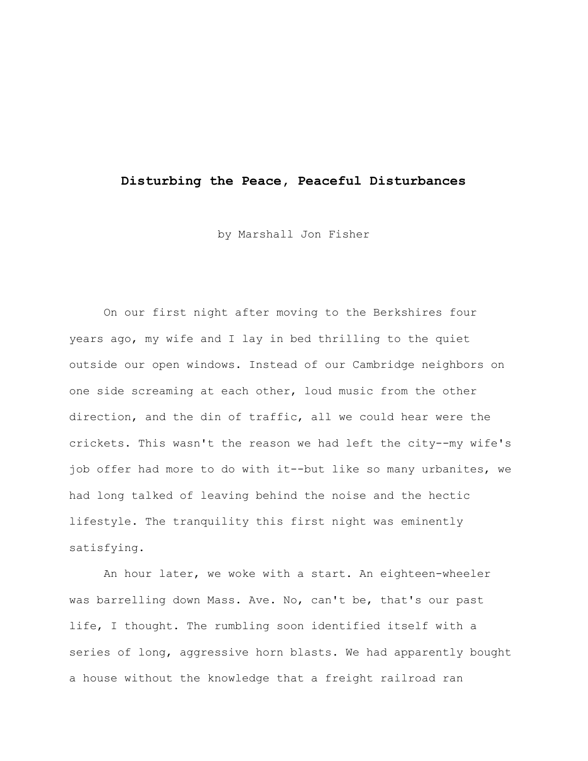# Disturbing the Peace, Peaceful Disturbances

by Marshall Jon Fisher

On our first night after moving to the Berkshires four years ago, my wife and I lay in bed thrilling to the quiet outside our open windows. Instead of our Cambridge neighbors on one side screaming at each other, loud music from the other direction, and the din of traffic, all we could hear were the crickets. This wasn't the reason we had left the city--my wife's job offer had more to do with it--but like so many urbanites, we had long talked of leaving behind the noise and the hectic lifestyle. The tranquility this first night was eminently satisfying.

An hour later, we woke with a start. An eighteen-wheeler was barrelling down Mass. Ave. No, can't be, that's our past life, I thought. The rumbling soon identified itself with a series of long, aggressive horn blasts. We had apparently bought a house without the knowledge that a freight railroad ran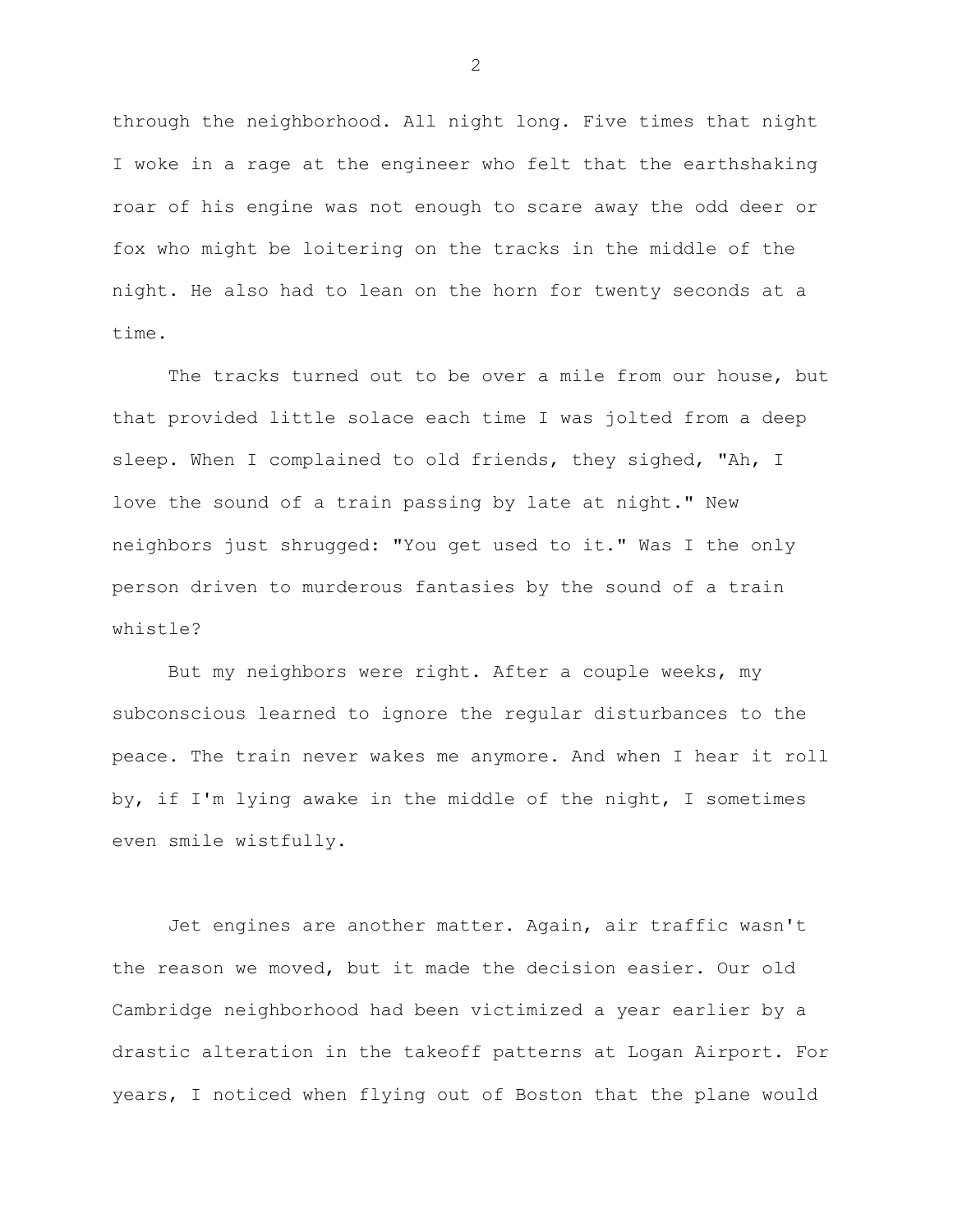through the neighborhood. All night long. Five times that night I woke in a rage at the engineer who felt that the earthshaking roar of his engine was not enough to scare away the odd deer or fox who might be loitering on the tracks in the middle of the night. He also had to lean on the horn for twenty seconds at a time.

The tracks turned out to be over a mile from our house, but that provided little solace each time I was jolted from a deep sleep. When I complained to old friends, they sighed, "Ah, I love the sound of a train passing by late at night." New neighbors just shrugged: "You get used to it." Was I the only person driven to murderous fantasies by the sound of a train whistle?

But my neighbors were right. After a couple weeks, my subconscious learned to ignore the regular disturbances to the peace. The train never wakes me anymore. And when I hear it roll by, if I'm lying awake in the middle of the night, I sometimes even smile wistfully.

Jet engines are another matter. Again, air traffic wasn't the reason we moved, but it made the decision easier. Our old Cambridge neighborhood had been victimized a year earlier by a drastic alteration in the takeoff patterns at Logan Airport. For years, I noticed when flying out of Boston that the plane would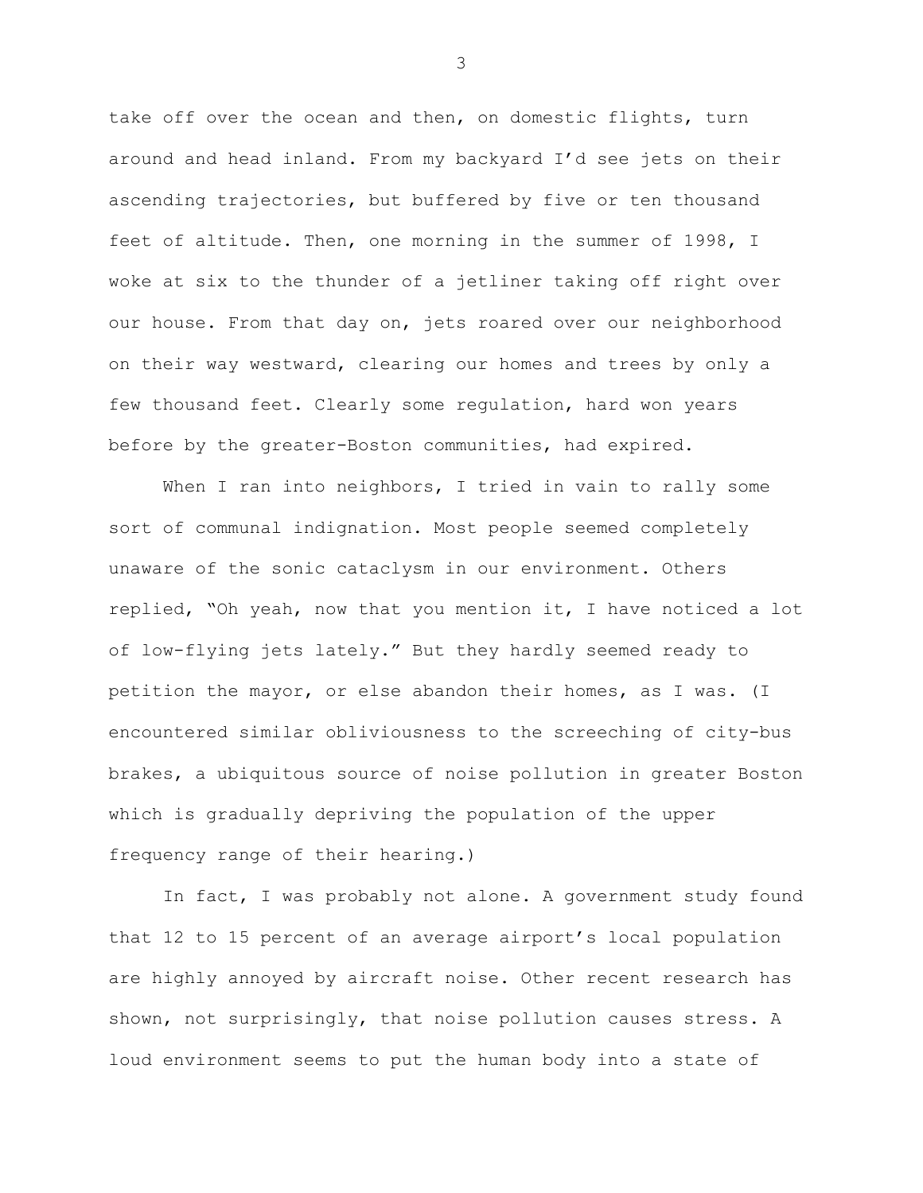take off over the ocean and then, on domestic flights, turn around and head inland. From my backyard I'd see jets on their ascending trajectories, but buffered by five or ten thousand feet of altitude. Then, one morning in the summer of 1998, I woke at six to the thunder of a jetliner taking off right over our house. From that day on, jets roared over our neighborhood on their way westward, clearing our homes and trees by only a few thousand feet. Clearly some regulation, hard won years before by the greater-Boston communities, had expired.

When I ran into neighbors, I tried in vain to rally some sort of communal indignation. Most people seemed completely unaware of the sonic cataclysm in our environment. Others replied, "Oh yeah, now that you mention it, I have noticed a lot of low-flying jets lately." But they hardly seemed ready to petition the mayor, or else abandon their homes, as I was. (I encountered similar obliviousness to the screeching of city-bus brakes, a ubiquitous source of noise pollution in greater Boston which is gradually depriving the population of the upper frequency range of their hearing.)

In fact, I was probably not alone. A government study found that 12 to 15 percent of an average airport's local population are highly annoyed by aircraft noise. Other recent research has shown, not surprisingly, that noise pollution causes stress. A loud environment seems to put the human body into a state of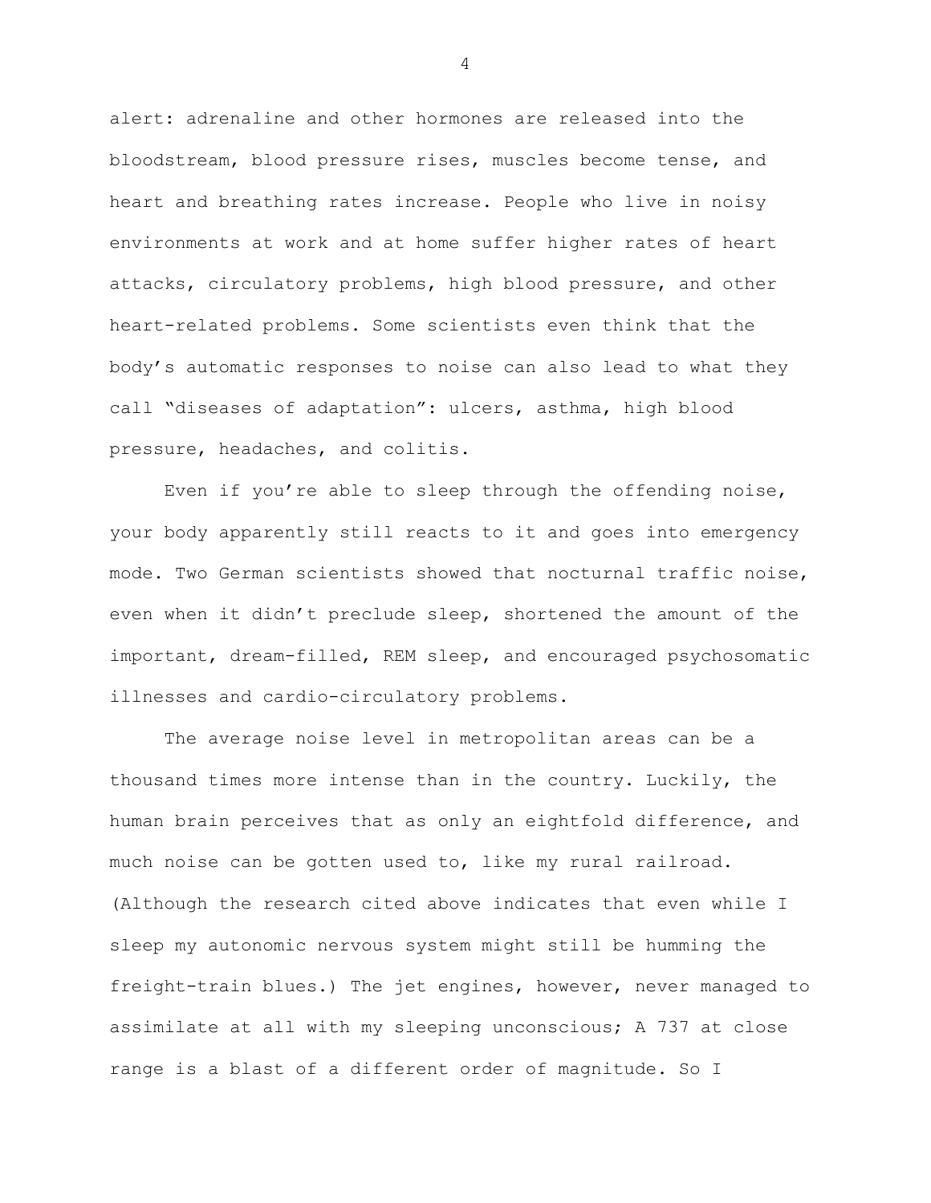alert: adrenaline and other hormones are released into the bloodstream, blood pressure rises, muscles become tense, and heart and breathing rates increase. People who live in noisy environments at work and at home suffer higher rates of heart attacks, circulatory problems, high blood pressure, and other heart-related problems. Some scientists even think that the body's automatic responses to noise can also lead to what they call "diseases of adaptation": ulcers, asthma, high blood pressure, headaches, and colitis.

Even if you're able to sleep through the offending noise, your body apparently still reacts to it and goes into emergency mode. Two German scientists showed that nocturnal traffic noise, even when it didn't preclude sleep, shortened the amount of the important, dream-filled, REM sleep, and encouraged psychosomatic illnesses and cardio-circulatory problems.

The average noise level in metropolitan areas can be a thousand times more intense than in the country. Luckily, the human brain perceives that as only an eightfold difference, and much noise can be gotten used to, like my rural railroad. (Although the research cited above indicates that even while I sleep my autonomic nervous system might still be humming the freight-train blues.) The jet engines, however, never managed to assimilate at all with my sleeping unconscious; A 737 at close range is a blast of a different order of magnitude. So I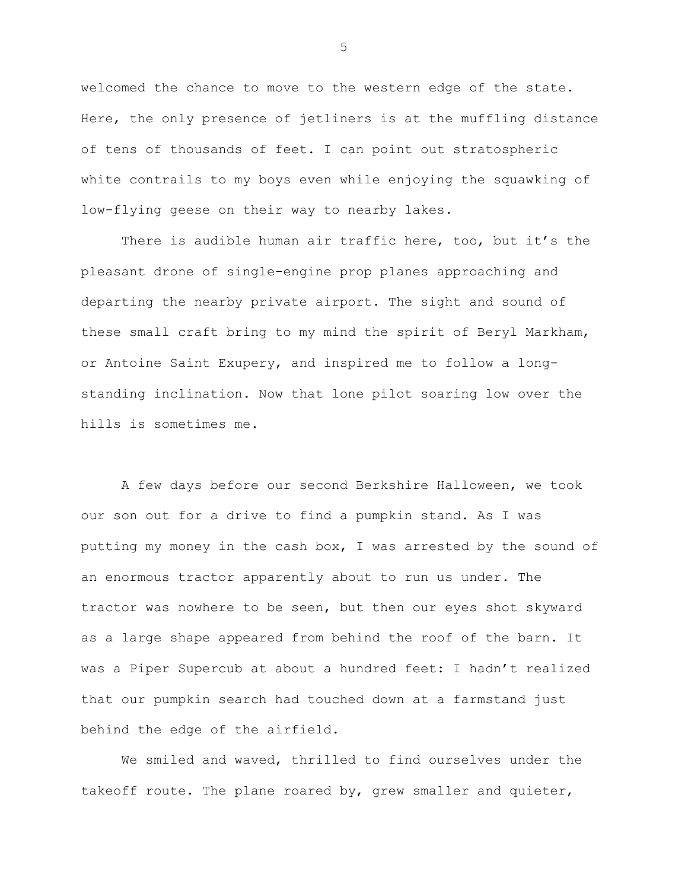welcomed the chance to move to the western edge of the state. Here, the only presence of jetliners is at the muffling distance of tens of thousands of feet. I can point out stratospheric white contrails to my boys even while enjoying the squawking of low-flying geese on their way to nearby lakes.

There is audible human air traffic here, too, but it's the pleasant drone of single-engine prop planes approaching and departing the nearby private airport. The sight and sound of these small craft bring to my mind the spirit of Beryl Markham, or Antoine Saint Exupery, and inspired me to follow a long-standing inclination. Now that lone pilot soaring low over the hills is sometimes me.

A few days before our second Berkshire Halloween, we took our son out for a drive to find a pumpkin stand. As I was putting my money in the cash box, I was arrested by the sound of an enormous tractor apparently about to run us under. The tractor was nowhere to be seen, but then our eyes shot skyward as a large shape appeared from behind the roof of the barn. It was a Piper Supercub at about a hundred feet: I hadn't realized that our pumpkin search had touched down at a farmstand just behind the edge of the airfield.

We smiled and waved, thrilled to find ourselves under the takeoff route. The plane roared by, grew smaller and quieter,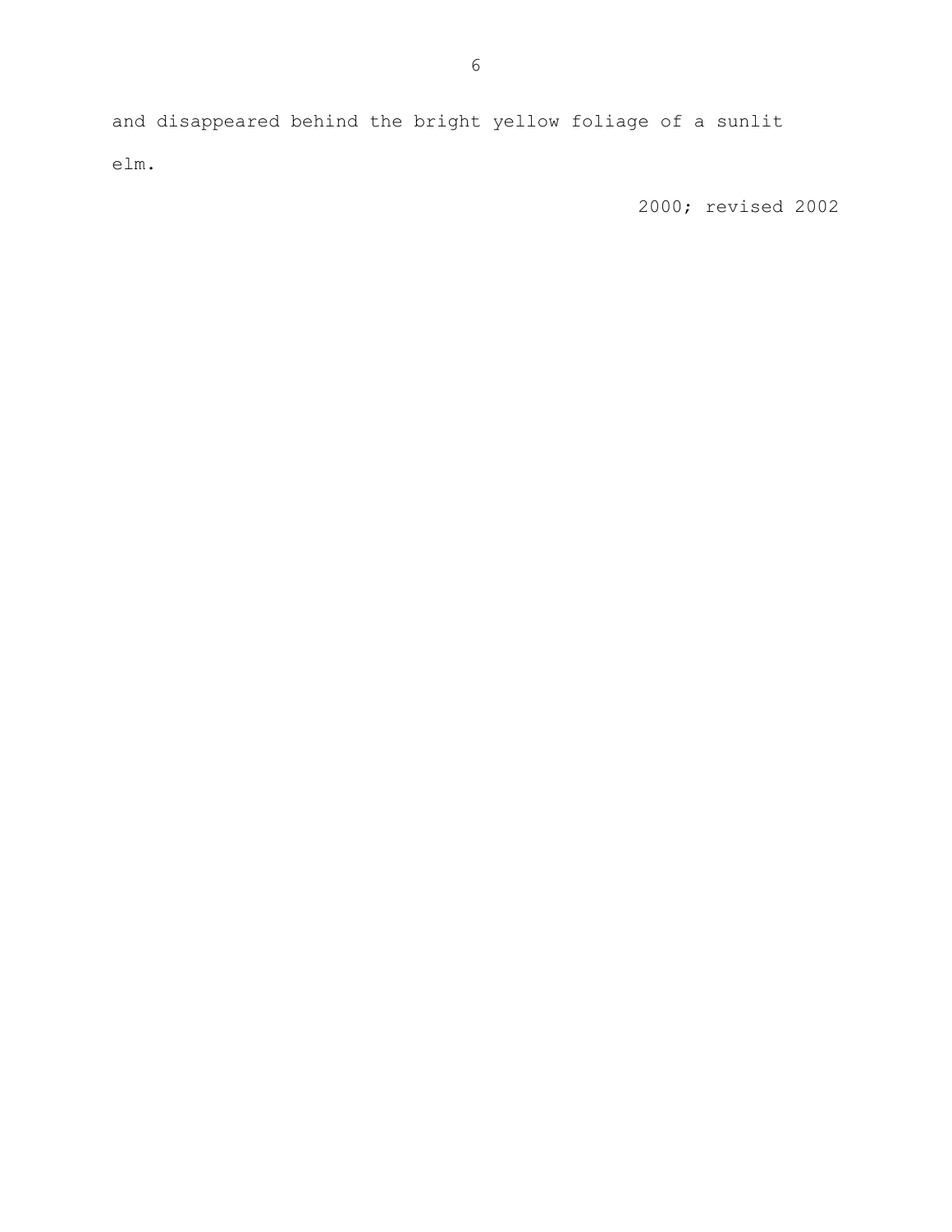and disappeared behind the bright yellow foliage of a sunlit elm.

2000; revised 2002